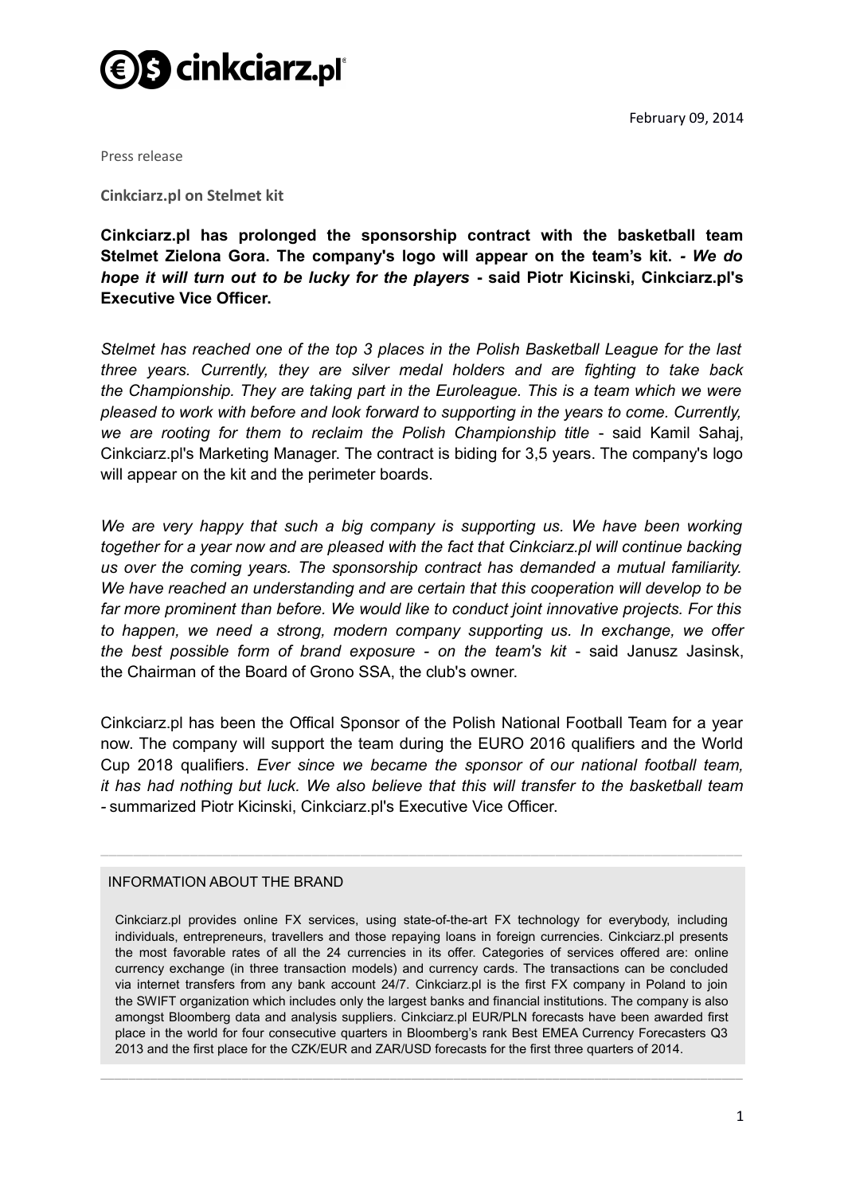February 09, 2014

Press release

**Cinkciarz.pl on Stelmet kit**

**Cinkciarz.pl has prolonged the sponsorship contract with the basketball team Stelmet Zielona Gora. The company's logo will appear on the team's kit. *- We do hope it will turn out to be lucky for the players* - said Piotr Kicinski, Cinkciarz.pl's Executive Vice Officer.**

*Stelmet has reached one of the top 3 places in the Polish Basketball League for the last three years. Currently, they are silver medal holders and are fighting to take back the Championship. They are taking part in the Euroleague. This is a team which we were pleased to work with before and look forward to supporting in the years to come. Currently, we are rooting for them to reclaim the Polish Championship title* - said Kamil Sahaj, Cinkciarz.pl's Marketing Manager. The contract is biding for 3,5 years. The company's logo will appear on the kit and the perimeter boards.

*We are very happy that such a big company is supporting us. We have been working together for a year now and are pleased with the fact that Cinkciarz.pl will continue backing us over the coming years. The sponsorship contract has demanded a mutual familiarity. We have reached an understanding and are certain that this cooperation will develop to be far more prominent than before. We would like to conduct joint innovative projects. For this to happen, we need a strong, modern company supporting us. In exchange, we offer the best possible form of brand exposure - on the team's kit* - said Janusz Jasinsk, the Chairman of the Board of Grono SSA, the club's owner.

Cinkciarz.pl has been the Offical Sponsor of the Polish National Football Team for a year now. The company will support the team during the EURO 2016 qualifiers and the World Cup 2018 qualifiers. *Ever since we became the sponsor of our national football team, it has had nothing but luck. We also believe that this will transfer to the basketball team* - summarized Piotr Kicinski, Cinkciarz.pl's Executive Vice Officer.

---

INFORMATION ABOUT THE BRAND

Cinkciarz.pl provides online FX services, using state-of-the-art FX technology for everybody, including individuals, entrepreneurs, travellers and those repaying loans in foreign currencies. Cinkciarz.pl presents the most favorable rates of all the 24 currencies in its offer. Categories of services offered are: online currency exchange (in three transaction models) and currency cards. The transactions can be concluded via internet transfers from any bank account 24/7. Cinkciarz.pl is the first FX company in Poland to join the SWIFT organization which includes only the largest banks and financial institutions. The company is also amongst Bloomberg data and analysis suppliers. Cinkciarz.pl EUR/PLN forecasts have been awarded first place in the world for four consecutive quarters in Bloomberg's rank Best EMEA Currency Forecasters Q3 2013 and the first place for the CZK/EUR and ZAR/USD forecasts for the first three quarters of 2014.

---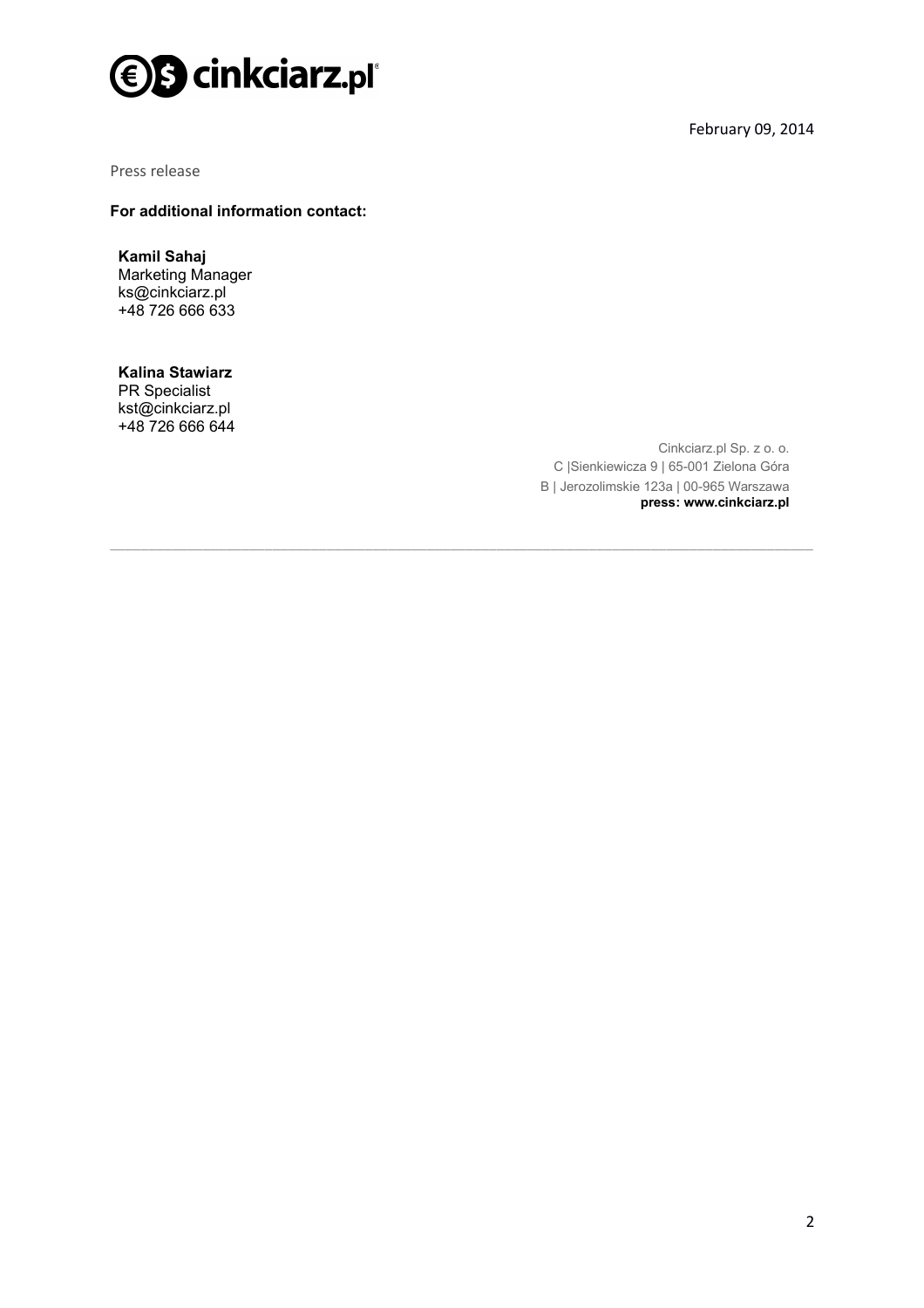cinkciarz.pl

February 09, 2014

Press release

**For additional information contact:**

**Kamil Sahaj**
Marketing Manager
ks@cinkciarz.pl
+48 726 666 633

**Kalina Stawiarz**
PR Specialist
kst@cinkciarz.pl
+48 726 666 644

Cinkciarz.pl Sp. z o. o.
C |Sienkiewicza 9 | 65-001 Zielona Góra
B | Jerozolimskie 123a | 00-965 Warszawa
**press: www.cinkciarz.pl**

---